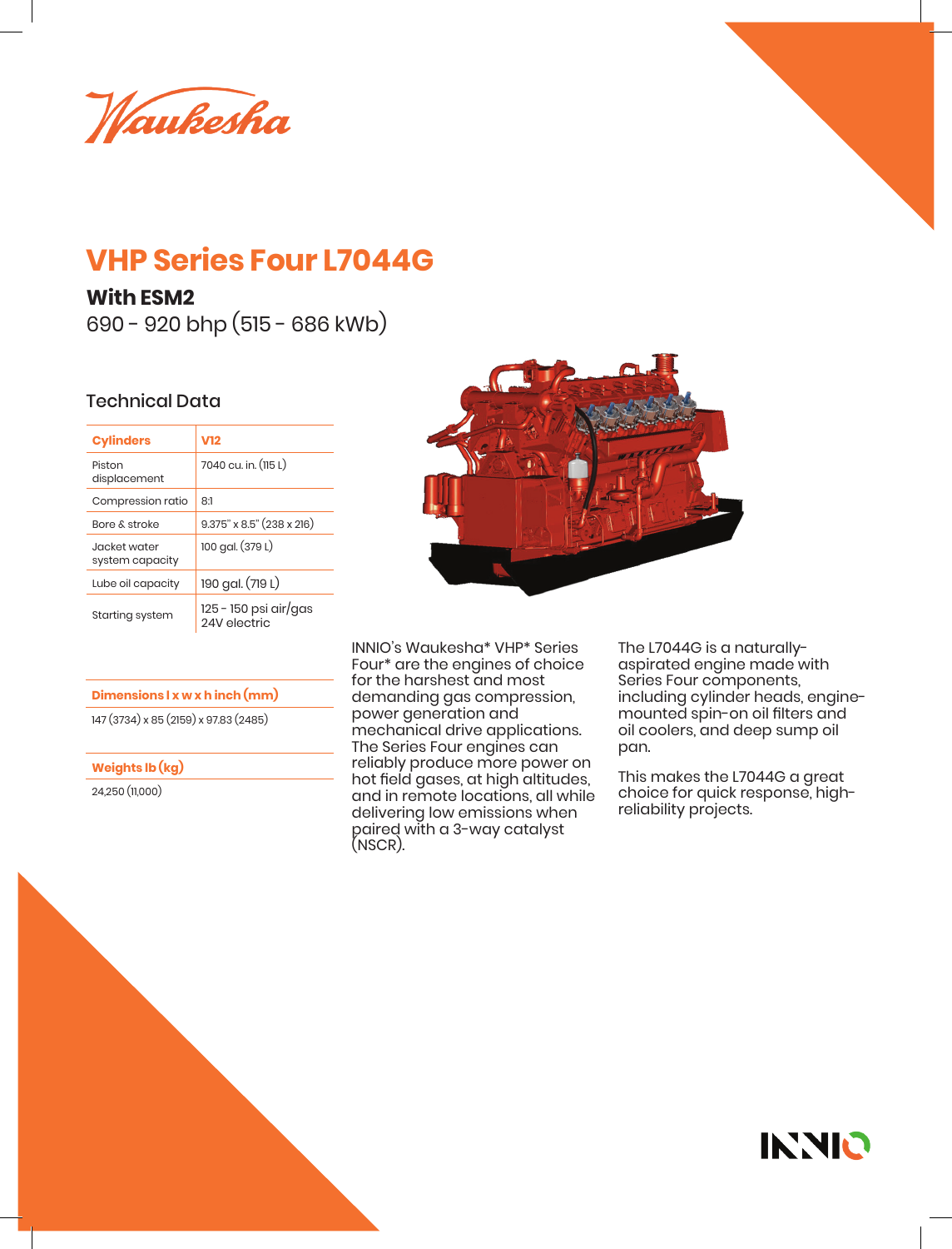Waukesha

# VHP Series Four L7044G

## With ESM2

690 - 920 bhp (515 - 686 kWb)

### Technical Data

| Cylinders | V12 |
| --- | --- |
| Piston displacement | 7040 cu. in. (115 L) |
| Compression ratio | 8:1 |
| Bore & stroke | 9.375" x 8.5" (238 x 216) |
| Jacket water system capacity | 100 gal. (379 L) |
| Lube oil capacity | 190 gal. (719 L) |
| Starting system | 125 - 150 psi air/gas 24V electric |

**Dimensions l x w x h inch (mm)**

147 (3734) x 85 (2159) x 97.83 (2485)

**Weights lb (kg)**

24,250 (11,000)

INNIO's Waukesha* VHP* Series Four* are the engines of choice for the harshest and most demanding gas compression, power generation and mechanical drive applications. The Series Four engines can reliably produce more power on hot field gases, at high altitudes, and in remote locations, all while delivering low emissions when paired with a 3-way catalyst (NSCR).

The L7044G is a naturally-aspirated engine made with Series Four components, including cylinder heads, engine-mounted spin-on oil filters and oil coolers, and deep sump oil pan.

This makes the L7044G a great choice for quick response, high-reliability projects.

INNIO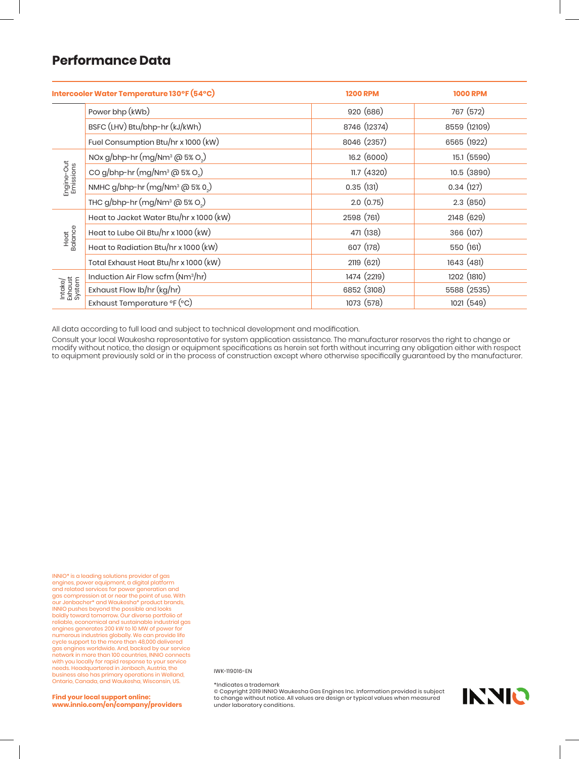## Performance Data

| Intercooler Water Temperature 130°F (54°C) | | 1200 RPM | 1000 RPM |
|---|---|---|---|
| | Power bhp (kWb) | 920 (686) | 767 (572) |
| | BSFC (LHV) Btu/bhp-hr (kJ/kWh) | 8746 (12374) | 8559 (12109) |
| | Fuel Consumption Btu/hr x 1000 (kW) | 8046 (2357) | 6565 (1922) |
| Engine-Out Emissions | NOx g/bhp-hr (mg/Nm³ @ 5% $O_2$) | 16.2 (6000) | 15.1 (5590) |
| | CO g/bhp-hr (mg/Nm³ @ 5% $O_2$) | 11.7 (4320) | 10.5 (3890) |
| | NMHC g/bhp-hr (mg/Nm³ @ 5% $0_2$) | 0.35 (131) | 0.34 (127) |
| | THC g/bhp-hr (mg/Nm³ @ 5% $O_2$) | 2.0 (0.75) | 2.3 (850) |
| Heat Balance | Heat to Jacket Water Btu/hr x 1000 (kW) | 2598 (761) | 2148 (629) |
| | Heat to Lube Oil Btu/hr x 1000 (kW) | 471 (138) | 366 (107) |
| | Heat to Radiation Btu/hr x 1000 (kW) | 607 (178) | 550 (161) |
| | Total Exhaust Heat Btu/hr x 1000 (kW) | 2119 (621) | 1643 (481) |
| Intake/ Exhaust System | Induction Air Flow scfm (Nm³/hr) | 1474 (2219) | 1202 (1810) |
| | Exhaust Flow lb/hr (kg/hr) | 6852 (3108) | 5588 (2535) |
| | Exhaust Temperature °F (°C) | 1073 (578) | 1021 (549) |

All data according to full load and subject to technical development and modification.

Consult your local Waukesha representative for system application assistance. The manufacturer reserves the right to change or modify without notice, the design or equipment specifications as herein set forth without incurring any obligation either with respect to equipment previously sold or in the process of construction except where otherwise specifically guaranteed by the manufacturer.

INNIO* is a leading solutions provider of gas engines, power equipment, a digital platform and related services for power generation and gas compression at or near the point of use. With our Jenbacher* and Waukesha* product brands, INNIO pushes beyond the possible and looks boldly toward tomorrow. Our diverse portfolio of reliable, economical and sustainable industrial gas engines generates 200 kW to 10 MW of power for numerous industries globally. We can provide life cycle support to the more than 48,000 delivered gas engines worldwide. And, backed by our service network in more than 100 countries, INNIO connects with you locally for rapid response to your service needs. Headquartered in Jenbach, Austria, the business also has primary operations in Welland, Ontario, Canada, and Waukesha, Wisconsin, US.

**Find your local support online:**
**www.innio.com/en/company/providers**

IWK-119016-EN

*Indicates a trademark
© Copyright 2019 INNIO Waukesha Gas Engines Inc. Information provided is subject to change without notice. All values are design or typical values when measured under laboratory conditions.

INNIO